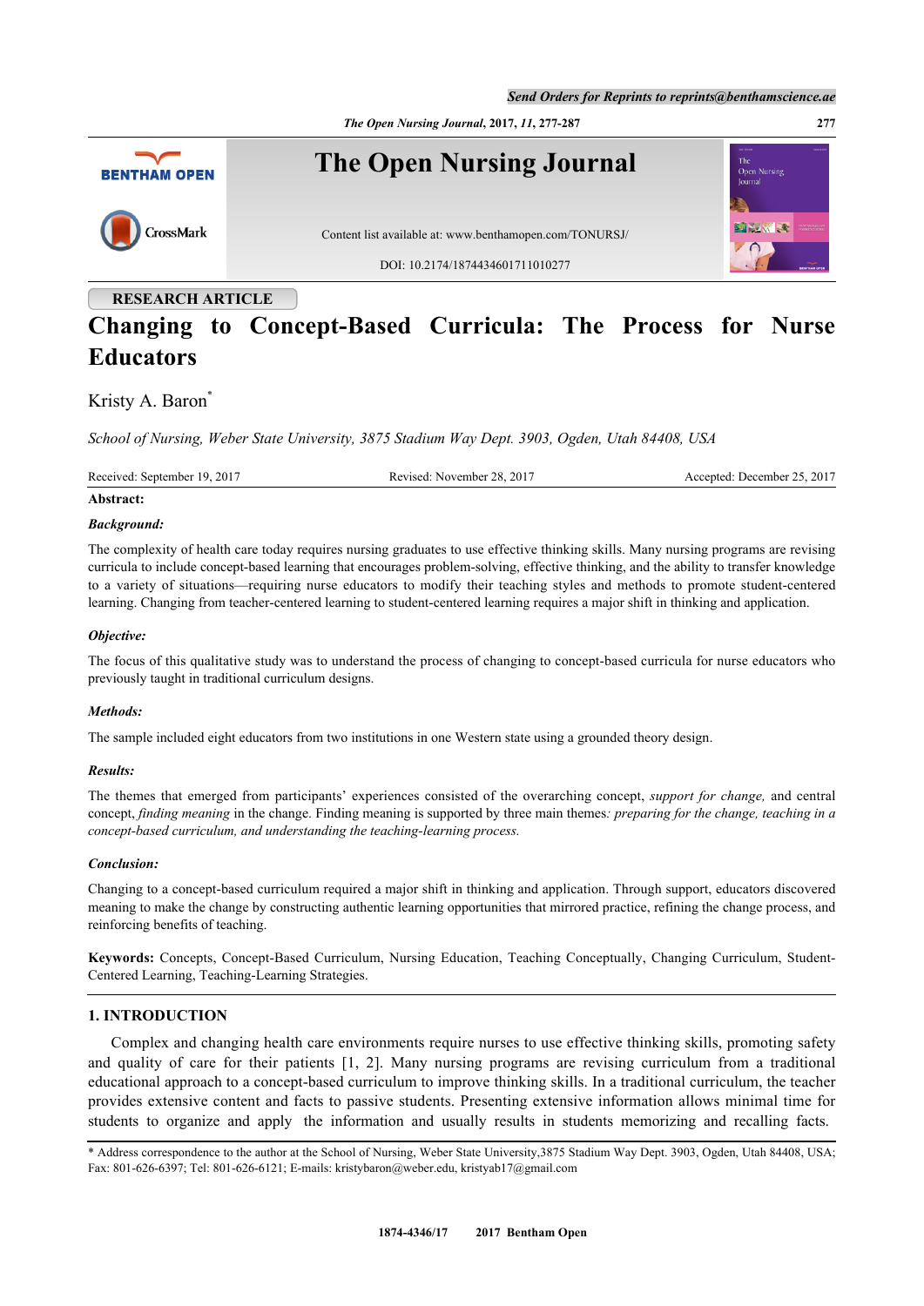RESEARCH ARTICLE

# Changing to Concept-Based Curricula: The Process for Nurse Educators

Kristy A. Baron[*]

*School of Nursing, Weber State University, 3875 Stadium Way Dept. 3903, Ogden, Utah 84408, USA*

Received: September 19, 2017 Revised: November 28, 2017 Accepted: December 25, 2017

**Abstract:**

***Background:***

The complexity of health care today requires nursing graduates to use effective thinking skills. Many nursing programs are revising curricula to include concept-based learning that encourages problem-solving, effective thinking, and the ability to transfer knowledge to a variety of situations—requiring nurse educators to modify their teaching styles and methods to promote student-centered learning. Changing from teacher-centered learning to student-centered learning requires a major shift in thinking and application.

***Objective:***

The focus of this qualitative study was to understand the process of changing to concept-based curricula for nurse educators who previously taught in traditional curriculum designs.

***Methods:***

The sample included eight educators from two institutions in one Western state using a grounded theory design.

***Results:***

The themes that emerged from participants' experiences consisted of the overarching concept, *support for change,* and central concept, *finding meaning* in the change. Finding meaning is supported by three main themes*: preparing for the change, teaching in a concept-based curriculum, and understanding the teaching-learning process.*

***Conclusion:***

Changing to a concept-based curriculum required a major shift in thinking and application. Through support, educators discovered meaning to make the change by constructing authentic learning opportunities that mirrored practice, refining the change process, and reinforcing benefits of teaching.

**Keywords:** Concepts, Concept-Based Curriculum, Nursing Education, Teaching Conceptually, Changing Curriculum, Student-Centered Learning, Teaching-Learning Strategies.

## 1. INTRODUCTION

Complex and changing health care environments require nurses to use effective thinking skills, promoting safety and quality of care for their patients [1, 2]. Many nursing programs are revising curriculum from a traditional educational approach to a concept-based curriculum to improve thinking skills. In a traditional curriculum, the teacher provides extensive content and facts to passive students. Presenting extensive information allows minimal time for students to organize and apply the information and usually results in students memorizing and recalling facts.

\* Address correspondence to the author at the School of Nursing, Weber State University,3875 Stadium Way Dept. 3903, Ogden, Utah 84408, USA; Fax: 801-626-6397; Tel: 801-626-6121; E-mails: kristybaron@weber.edu, kristyab17@gmail.com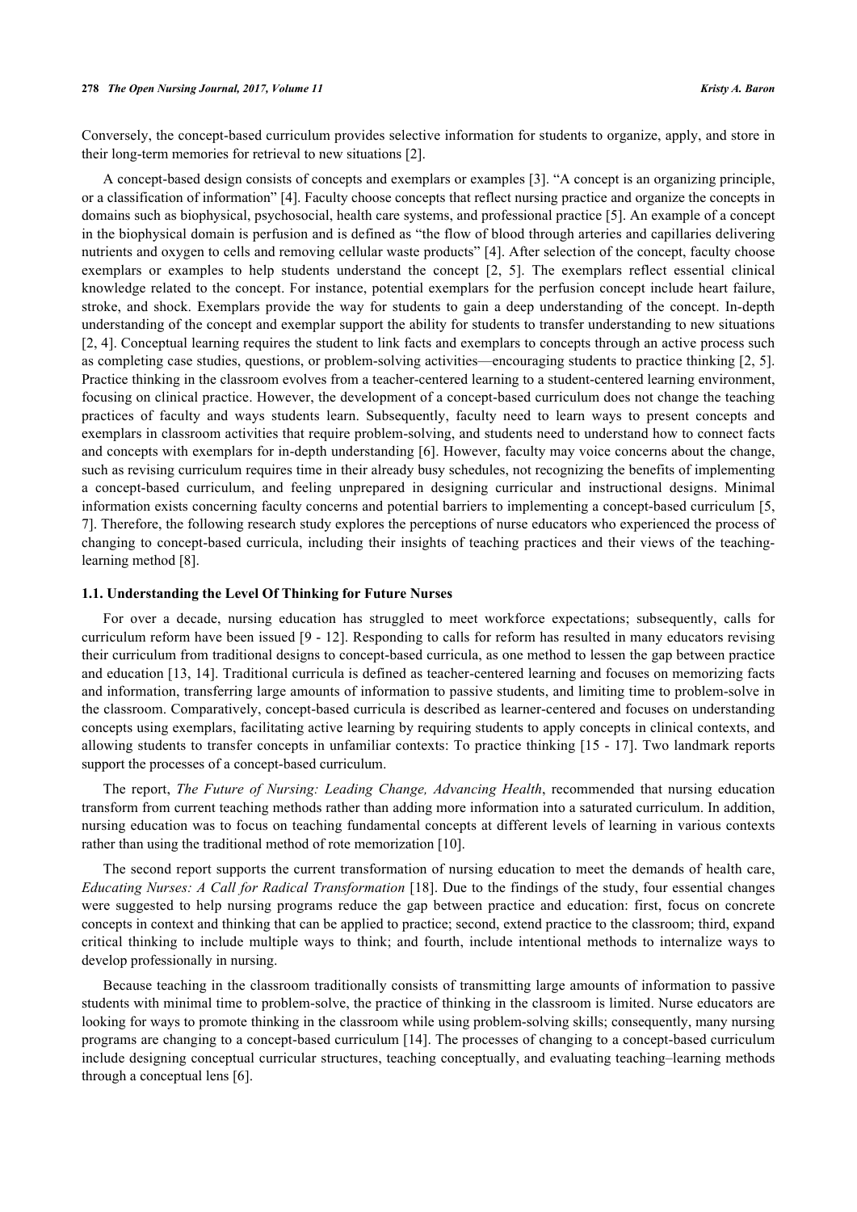Conversely, the concept-based curriculum provides selective information for students to organize, apply, and store in their long-term memories for retrieval to new situations [2].

A concept-based design consists of concepts and exemplars or examples [3]. "A concept is an organizing principle, or a classification of information" [4]. Faculty choose concepts that reflect nursing practice and organize the concepts in domains such as biophysical, psychosocial, health care systems, and professional practice [5]. An example of a concept in the biophysical domain is perfusion and is defined as "the flow of blood through arteries and capillaries delivering nutrients and oxygen to cells and removing cellular waste products" [4]. After selection of the concept, faculty choose exemplars or examples to help students understand the concept [2, 5]. The exemplars reflect essential clinical knowledge related to the concept. For instance, potential exemplars for the perfusion concept include heart failure, stroke, and shock. Exemplars provide the way for students to gain a deep understanding of the concept. In-depth understanding of the concept and exemplar support the ability for students to transfer understanding to new situations [2, 4]. Conceptual learning requires the student to link facts and exemplars to concepts through an active process such as completing case studies, questions, or problem-solving activities—encouraging students to practice thinking [2, 5]. Practice thinking in the classroom evolves from a teacher-centered learning to a student-centered learning environment, focusing on clinical practice. However, the development of a concept-based curriculum does not change the teaching practices of faculty and ways students learn. Subsequently, faculty need to learn ways to present concepts and exemplars in classroom activities that require problem-solving, and students need to understand how to connect facts and concepts with exemplars for in-depth understanding [6]. However, faculty may voice concerns about the change, such as revising curriculum requires time in their already busy schedules, not recognizing the benefits of implementing a concept-based curriculum, and feeling unprepared in designing curricular and instructional designs. Minimal information exists concerning faculty concerns and potential barriers to implementing a concept-based curriculum [5, 7]. Therefore, the following research study explores the perceptions of nurse educators who experienced the process of changing to concept-based curricula, including their insights of teaching practices and their views of the teaching-learning method [8].

### 1.1. Understanding the Level Of Thinking for Future Nurses

For over a decade, nursing education has struggled to meet workforce expectations; subsequently, calls for curriculum reform have been issued [9 - 12]. Responding to calls for reform has resulted in many educators revising their curriculum from traditional designs to concept-based curricula, as one method to lessen the gap between practice and education [13, 14]. Traditional curricula is defined as teacher-centered learning and focuses on memorizing facts and information, transferring large amounts of information to passive students, and limiting time to problem-solve in the classroom. Comparatively, concept-based curricula is described as learner-centered and focuses on understanding concepts using exemplars, facilitating active learning by requiring students to apply concepts in clinical contexts, and allowing students to transfer concepts in unfamiliar contexts: To practice thinking [15 - 17]. Two landmark reports support the processes of a concept-based curriculum.

The report, *The Future of Nursing: Leading Change, Advancing Health*, recommended that nursing education transform from current teaching methods rather than adding more information into a saturated curriculum. In addition, nursing education was to focus on teaching fundamental concepts at different levels of learning in various contexts rather than using the traditional method of rote memorization [10].

The second report supports the current transformation of nursing education to meet the demands of health care, *Educating Nurses: A Call for Radical Transformation* [18]. Due to the findings of the study, four essential changes were suggested to help nursing programs reduce the gap between practice and education: first, focus on concrete concepts in context and thinking that can be applied to practice; second, extend practice to the classroom; third, expand critical thinking to include multiple ways to think; and fourth, include intentional methods to internalize ways to develop professionally in nursing.

Because teaching in the classroom traditionally consists of transmitting large amounts of information to passive students with minimal time to problem-solve, the practice of thinking in the classroom is limited. Nurse educators are looking for ways to promote thinking in the classroom while using problem-solving skills; consequently, many nursing programs are changing to a concept-based curriculum [14]. The processes of changing to a concept-based curriculum include designing conceptual curricular structures, teaching conceptually, and evaluating teaching–learning methods through a conceptual lens [6].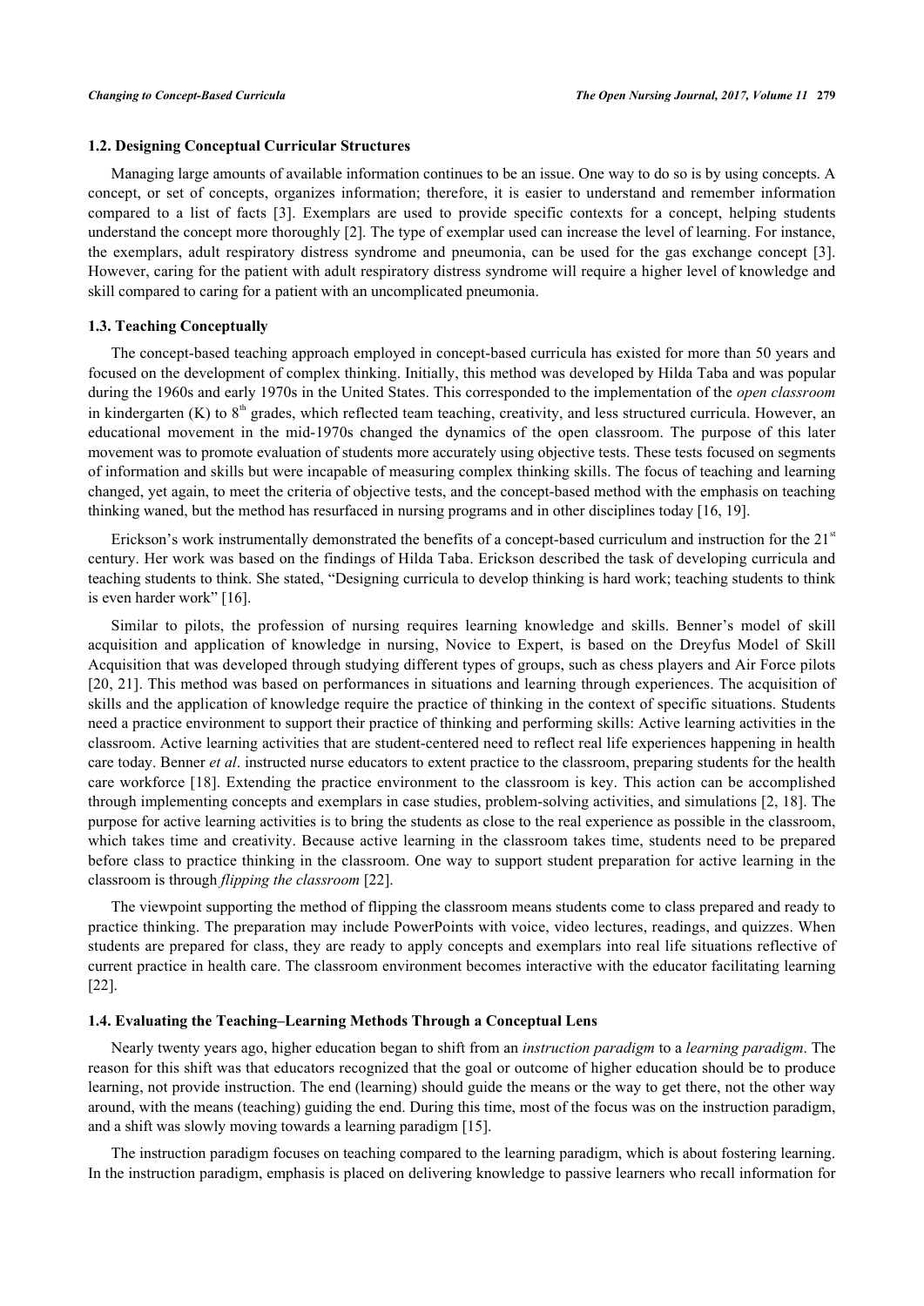### 1.2. Designing Conceptual Curricular Structures

Managing large amounts of available information continues to be an issue. One way to do so is by using concepts. A concept, or set of concepts, organizes information; therefore, it is easier to understand and remember information compared to a list of facts [3]. Exemplars are used to provide specific contexts for a concept, helping students understand the concept more thoroughly [2]. The type of exemplar used can increase the level of learning. For instance, the exemplars, adult respiratory distress syndrome and pneumonia, can be used for the gas exchange concept [3]. However, caring for the patient with adult respiratory distress syndrome will require a higher level of knowledge and skill compared to caring for a patient with an uncomplicated pneumonia.

### 1.3. Teaching Conceptually

The concept-based teaching approach employed in concept-based curricula has existed for more than 50 years and focused on the development of complex thinking. Initially, this method was developed by Hilda Taba and was popular during the 1960s and early 1970s in the United States. This corresponded to the implementation of the *open classroom* in kindergarten (K) to 8th grades, which reflected team teaching, creativity, and less structured curricula. However, an educational movement in the mid-1970s changed the dynamics of the open classroom. The purpose of this later movement was to promote evaluation of students more accurately using objective tests. These tests focused on segments of information and skills but were incapable of measuring complex thinking skills. The focus of teaching and learning changed, yet again, to meet the criteria of objective tests, and the concept-based method with the emphasis on teaching thinking waned, but the method has resurfaced in nursing programs and in other disciplines today [16, 19].

Erickson's work instrumentally demonstrated the benefits of a concept-based curriculum and instruction for the 21st century. Her work was based on the findings of Hilda Taba. Erickson described the task of developing curricula and teaching students to think. She stated, "Designing curricula to develop thinking is hard work; teaching students to think is even harder work" [16].

Similar to pilots, the profession of nursing requires learning knowledge and skills. Benner's model of skill acquisition and application of knowledge in nursing, Novice to Expert, is based on the Dreyfus Model of Skill Acquisition that was developed through studying different types of groups, such as chess players and Air Force pilots [20, 21]. This method was based on performances in situations and learning through experiences. The acquisition of skills and the application of knowledge require the practice of thinking in the context of specific situations. Students need a practice environment to support their practice of thinking and performing skills: Active learning activities in the classroom. Active learning activities that are student-centered need to reflect real life experiences happening in health care today. Benner *et al*. instructed nurse educators to extent practice to the classroom, preparing students for the health care workforce [18]. Extending the practice environment to the classroom is key. This action can be accomplished through implementing concepts and exemplars in case studies, problem-solving activities, and simulations [2, 18]. The purpose for active learning activities is to bring the students as close to the real experience as possible in the classroom, which takes time and creativity. Because active learning in the classroom takes time, students need to be prepared before class to practice thinking in the classroom. One way to support student preparation for active learning in the classroom is through *flipping the classroom* [22].

The viewpoint supporting the method of flipping the classroom means students come to class prepared and ready to practice thinking. The preparation may include PowerPoints with voice, video lectures, readings, and quizzes. When students are prepared for class, they are ready to apply concepts and exemplars into real life situations reflective of current practice in health care. The classroom environment becomes interactive with the educator facilitating learning [22].

### 1.4. Evaluating the Teaching–Learning Methods Through a Conceptual Lens

Nearly twenty years ago, higher education began to shift from an *instruction paradigm* to a *learning paradigm*. The reason for this shift was that educators recognized that the goal or outcome of higher education should be to produce learning, not provide instruction. The end (learning) should guide the means or the way to get there, not the other way around, with the means (teaching) guiding the end. During this time, most of the focus was on the instruction paradigm, and a shift was slowly moving towards a learning paradigm [15].

The instruction paradigm focuses on teaching compared to the learning paradigm, which is about fostering learning. In the instruction paradigm, emphasis is placed on delivering knowledge to passive learners who recall information for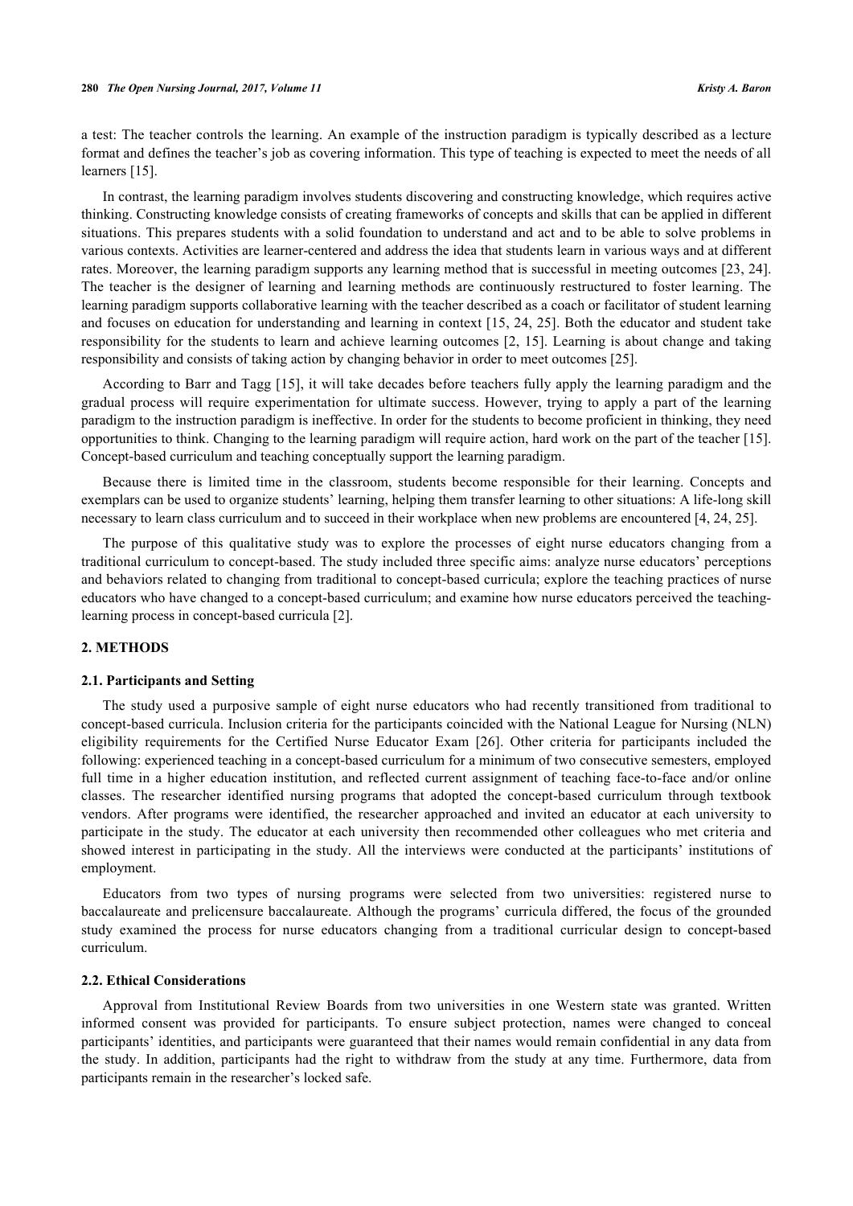a test: The teacher controls the learning. An example of the instruction paradigm is typically described as a lecture format and defines the teacher's job as covering information. This type of teaching is expected to meet the needs of all learners [15].

In contrast, the learning paradigm involves students discovering and constructing knowledge, which requires active thinking. Constructing knowledge consists of creating frameworks of concepts and skills that can be applied in different situations. This prepares students with a solid foundation to understand and act and to be able to solve problems in various contexts. Activities are learner-centered and address the idea that students learn in various ways and at different rates. Moreover, the learning paradigm supports any learning method that is successful in meeting outcomes [23, 24]. The teacher is the designer of learning and learning methods are continuously restructured to foster learning. The learning paradigm supports collaborative learning with the teacher described as a coach or facilitator of student learning and focuses on education for understanding and learning in context [15, 24, 25]. Both the educator and student take responsibility for the students to learn and achieve learning outcomes [2, 15]. Learning is about change and taking responsibility and consists of taking action by changing behavior in order to meet outcomes [25].

According to Barr and Tagg [15], it will take decades before teachers fully apply the learning paradigm and the gradual process will require experimentation for ultimate success. However, trying to apply a part of the learning paradigm to the instruction paradigm is ineffective. In order for the students to become proficient in thinking, they need opportunities to think. Changing to the learning paradigm will require action, hard work on the part of the teacher [15]. Concept-based curriculum and teaching conceptually support the learning paradigm.

Because there is limited time in the classroom, students become responsible for their learning. Concepts and exemplars can be used to organize students' learning, helping them transfer learning to other situations: A life-long skill necessary to learn class curriculum and to succeed in their workplace when new problems are encountered [4, 24, 25].

The purpose of this qualitative study was to explore the processes of eight nurse educators changing from a traditional curriculum to concept-based. The study included three specific aims: analyze nurse educators' perceptions and behaviors related to changing from traditional to concept-based curricula; explore the teaching practices of nurse educators who have changed to a concept-based curriculum; and examine how nurse educators perceived the teaching-learning process in concept-based curricula [2].

## 2. METHODS

### 2.1. Participants and Setting

The study used a purposive sample of eight nurse educators who had recently transitioned from traditional to concept-based curricula. Inclusion criteria for the participants coincided with the National League for Nursing (NLN) eligibility requirements for the Certified Nurse Educator Exam [26]. Other criteria for participants included the following: experienced teaching in a concept-based curriculum for a minimum of two consecutive semesters, employed full time in a higher education institution, and reflected current assignment of teaching face-to-face and/or online classes. The researcher identified nursing programs that adopted the concept-based curriculum through textbook vendors. After programs were identified, the researcher approached and invited an educator at each university to participate in the study. The educator at each university then recommended other colleagues who met criteria and showed interest in participating in the study. All the interviews were conducted at the participants' institutions of employment.

Educators from two types of nursing programs were selected from two universities: registered nurse to baccalaureate and prelicensure baccalaureate. Although the programs' curricula differed, the focus of the grounded study examined the process for nurse educators changing from a traditional curricular design to concept-based curriculum.

### 2.2. Ethical Considerations

Approval from Institutional Review Boards from two universities in one Western state was granted. Written informed consent was provided for participants. To ensure subject protection, names were changed to conceal participants' identities, and participants were guaranteed that their names would remain confidential in any data from the study. In addition, participants had the right to withdraw from the study at any time. Furthermore, data from participants remain in the researcher's locked safe.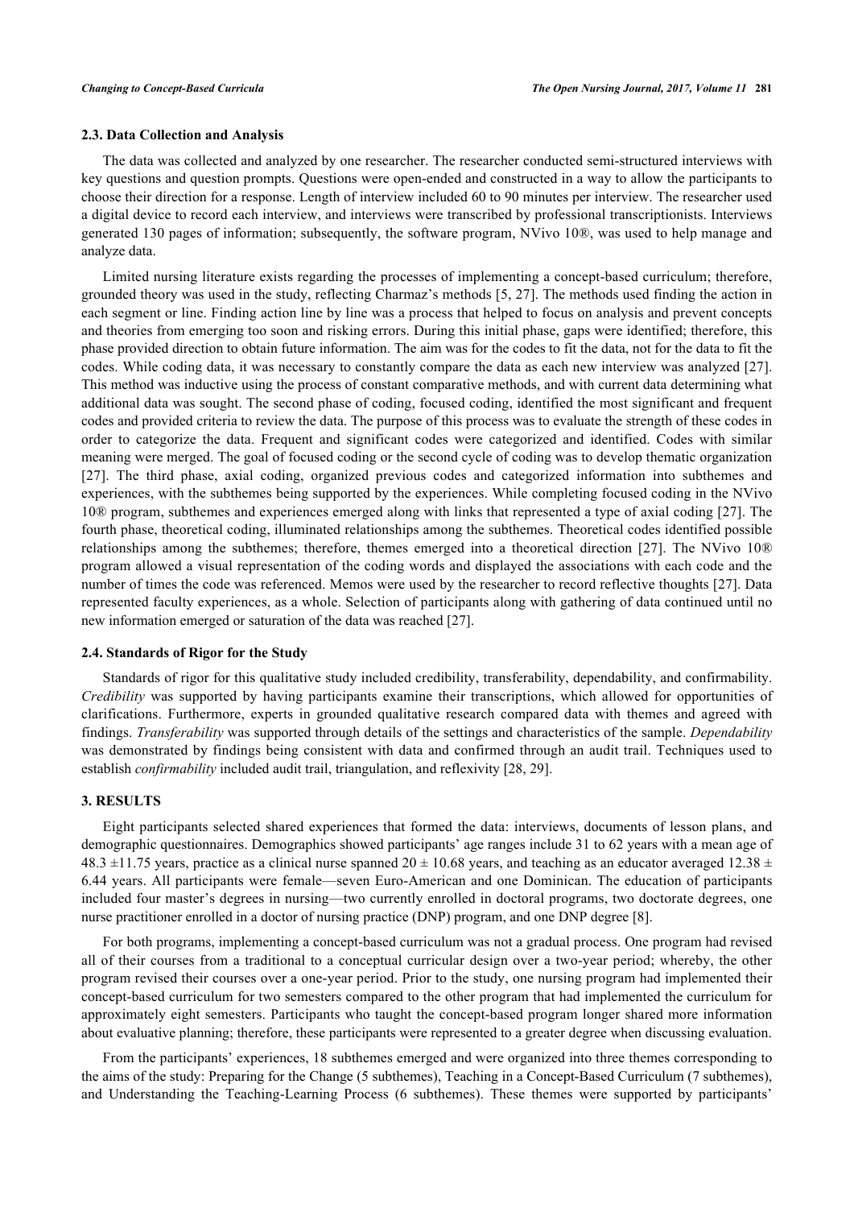### 2.3. Data Collection and Analysis

The data was collected and analyzed by one researcher. The researcher conducted semi-structured interviews with key questions and question prompts. Questions were open-ended and constructed in a way to allow the participants to choose their direction for a response. Length of interview included 60 to 90 minutes per interview. The researcher used a digital device to record each interview, and interviews were transcribed by professional transcriptionists. Interviews generated 130 pages of information; subsequently, the software program, NVivo 10®, was used to help manage and analyze data.

Limited nursing literature exists regarding the processes of implementing a concept-based curriculum; therefore, grounded theory was used in the study, reflecting Charmaz's methods [5, 27]. The methods used finding the action in each segment or line. Finding action line by line was a process that helped to focus on analysis and prevent concepts and theories from emerging too soon and risking errors. During this initial phase, gaps were identified; therefore, this phase provided direction to obtain future information. The aim was for the codes to fit the data, not for the data to fit the codes. While coding data, it was necessary to constantly compare the data as each new interview was analyzed [27]. This method was inductive using the process of constant comparative methods, and with current data determining what additional data was sought. The second phase of coding, focused coding, identified the most significant and frequent codes and provided criteria to review the data. The purpose of this process was to evaluate the strength of these codes in order to categorize the data. Frequent and significant codes were categorized and identified. Codes with similar meaning were merged. The goal of focused coding or the second cycle of coding was to develop thematic organization [27]. The third phase, axial coding, organized previous codes and categorized information into subthemes and experiences, with the subthemes being supported by the experiences. While completing focused coding in the NVivo 10® program, subthemes and experiences emerged along with links that represented a type of axial coding [27]. The fourth phase, theoretical coding, illuminated relationships among the subthemes. Theoretical codes identified possible relationships among the subthemes; therefore, themes emerged into a theoretical direction [27]. The NVivo 10® program allowed a visual representation of the coding words and displayed the associations with each code and the number of times the code was referenced. Memos were used by the researcher to record reflective thoughts [27]. Data represented faculty experiences, as a whole. Selection of participants along with gathering of data continued until no new information emerged or saturation of the data was reached [27].

### 2.4. Standards of Rigor for the Study

Standards of rigor for this qualitative study included credibility, transferability, dependability, and confirmability. *Credibility* was supported by having participants examine their transcriptions, which allowed for opportunities of clarifications. Furthermore, experts in grounded qualitative research compared data with themes and agreed with findings. *Transferability* was supported through details of the settings and characteristics of the sample. *Dependability* was demonstrated by findings being consistent with data and confirmed through an audit trail. Techniques used to establish *confirmability* included audit trail, triangulation, and reflexivity [28, 29].

## 3. RESULTS

Eight participants selected shared experiences that formed the data: interviews, documents of lesson plans, and demographic questionnaires. Demographics showed participants' age ranges include 31 to 62 years with a mean age of 48.3 $\pm$11.75 years, practice as a clinical nurse spanned 20 $\pm$ 10.68 years, and teaching as an educator averaged 12.38 $\pm$ 6.44 years. All participants were female—seven Euro-American and one Dominican. The education of participants included four master's degrees in nursing—two currently enrolled in doctoral programs, two doctorate degrees, one nurse practitioner enrolled in a doctor of nursing practice (DNP) program, and one DNP degree [8].

For both programs, implementing a concept-based curriculum was not a gradual process. One program had revised all of their courses from a traditional to a conceptual curricular design over a two-year period; whereby, the other program revised their courses over a one-year period. Prior to the study, one nursing program had implemented their concept-based curriculum for two semesters compared to the other program that had implemented the curriculum for approximately eight semesters. Participants who taught the concept-based program longer shared more information about evaluative planning; therefore, these participants were represented to a greater degree when discussing evaluation.

From the participants' experiences, 18 subthemes emerged and were organized into three themes corresponding to the aims of the study: Preparing for the Change (5 subthemes), Teaching in a Concept-Based Curriculum (7 subthemes), and Understanding the Teaching-Learning Process (6 subthemes). These themes were supported by participants'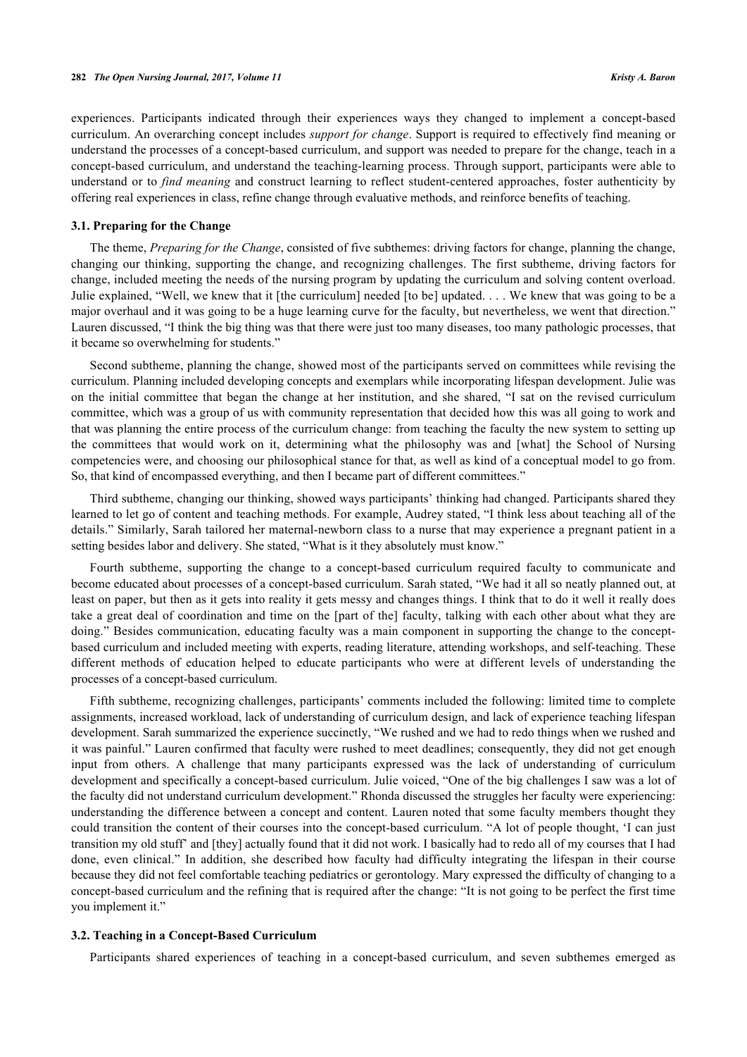experiences. Participants indicated through their experiences ways they changed to implement a concept-based curriculum. An overarching concept includes *support for change*. Support is required to effectively find meaning or understand the processes of a concept-based curriculum, and support was needed to prepare for the change, teach in a concept-based curriculum, and understand the teaching-learning process. Through support, participants were able to understand or to *find meaning* and construct learning to reflect student-centered approaches, foster authenticity by offering real experiences in class, refine change through evaluative methods, and reinforce benefits of teaching.

### 3.1. Preparing for the Change

The theme, *Preparing for the Change*, consisted of five subthemes: driving factors for change, planning the change, changing our thinking, supporting the change, and recognizing challenges. The first subtheme, driving factors for change, included meeting the needs of the nursing program by updating the curriculum and solving content overload. Julie explained, "Well, we knew that it [the curriculum] needed [to be] updated. . . . We knew that was going to be a major overhaul and it was going to be a huge learning curve for the faculty, but nevertheless, we went that direction." Lauren discussed, "I think the big thing was that there were just too many diseases, too many pathologic processes, that it became so overwhelming for students."

Second subtheme, planning the change, showed most of the participants served on committees while revising the curriculum. Planning included developing concepts and exemplars while incorporating lifespan development. Julie was on the initial committee that began the change at her institution, and she shared, "I sat on the revised curriculum committee, which was a group of us with community representation that decided how this was all going to work and that was planning the entire process of the curriculum change: from teaching the faculty the new system to setting up the committees that would work on it, determining what the philosophy was and [what] the School of Nursing competencies were, and choosing our philosophical stance for that, as well as kind of a conceptual model to go from. So, that kind of encompassed everything, and then I became part of different committees."

Third subtheme, changing our thinking, showed ways participants' thinking had changed. Participants shared they learned to let go of content and teaching methods. For example, Audrey stated, "I think less about teaching all of the details." Similarly, Sarah tailored her maternal-newborn class to a nurse that may experience a pregnant patient in a setting besides labor and delivery. She stated, "What is it they absolutely must know."

Fourth subtheme, supporting the change to a concept-based curriculum required faculty to communicate and become educated about processes of a concept-based curriculum. Sarah stated, "We had it all so neatly planned out, at least on paper, but then as it gets into reality it gets messy and changes things. I think that to do it well it really does take a great deal of coordination and time on the [part of the] faculty, talking with each other about what they are doing." Besides communication, educating faculty was a main component in supporting the change to the concept-based curriculum and included meeting with experts, reading literature, attending workshops, and self-teaching. These different methods of education helped to educate participants who were at different levels of understanding the processes of a concept-based curriculum.

Fifth subtheme, recognizing challenges, participants' comments included the following: limited time to complete assignments, increased workload, lack of understanding of curriculum design, and lack of experience teaching lifespan development. Sarah summarized the experience succinctly, "We rushed and we had to redo things when we rushed and it was painful." Lauren confirmed that faculty were rushed to meet deadlines; consequently, they did not get enough input from others. A challenge that many participants expressed was the lack of understanding of curriculum development and specifically a concept-based curriculum. Julie voiced, "One of the big challenges I saw was a lot of the faculty did not understand curriculum development." Rhonda discussed the struggles her faculty were experiencing: understanding the difference between a concept and content. Lauren noted that some faculty members thought they could transition the content of their courses into the concept-based curriculum. "A lot of people thought, 'I can just transition my old stuff' and [they] actually found that it did not work. I basically had to redo all of my courses that I had done, even clinical." In addition, she described how faculty had difficulty integrating the lifespan in their course because they did not feel comfortable teaching pediatrics or gerontology. Mary expressed the difficulty of changing to a concept-based curriculum and the refining that is required after the change: "It is not going to be perfect the first time you implement it."

### 3.2. Teaching in a Concept-Based Curriculum

Participants shared experiences of teaching in a concept-based curriculum, and seven subthemes emerged as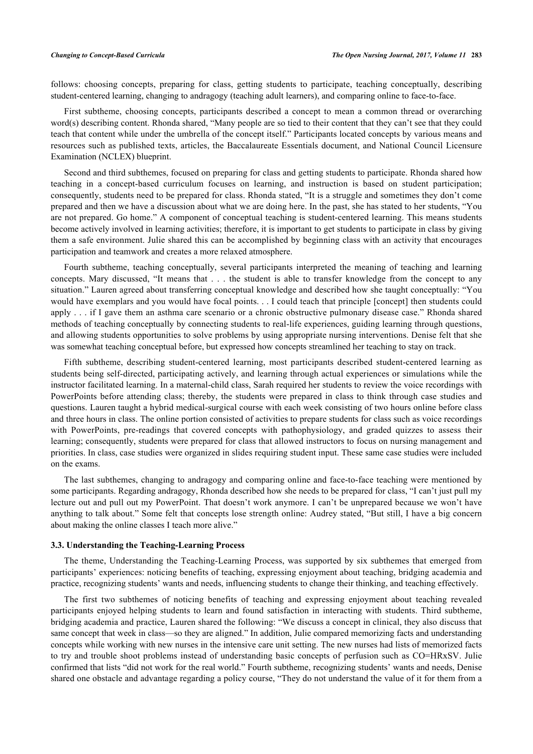follows: choosing concepts, preparing for class, getting students to participate, teaching conceptually, describing student-centered learning, changing to andragogy (teaching adult learners), and comparing online to face-to-face.

First subtheme, choosing concepts, participants described a concept to mean a common thread or overarching word(s) describing content. Rhonda shared, "Many people are so tied to their content that they can't see that they could teach that content while under the umbrella of the concept itself." Participants located concepts by various means and resources such as published texts, articles, the Baccalaureate Essentials document, and National Council Licensure Examination (NCLEX) blueprint.

Second and third subthemes, focused on preparing for class and getting students to participate. Rhonda shared how teaching in a concept-based curriculum focuses on learning, and instruction is based on student participation; consequently, students need to be prepared for class. Rhonda stated, "It is a struggle and sometimes they don't come prepared and then we have a discussion about what we are doing here. In the past, she has stated to her students, "You are not prepared. Go home." A component of conceptual teaching is student-centered learning. This means students become actively involved in learning activities; therefore, it is important to get students to participate in class by giving them a safe environment. Julie shared this can be accomplished by beginning class with an activity that encourages participation and teamwork and creates a more relaxed atmosphere.

Fourth subtheme, teaching conceptually, several participants interpreted the meaning of teaching and learning concepts. Mary discussed, "It means that . . . the student is able to transfer knowledge from the concept to any situation." Lauren agreed about transferring conceptual knowledge and described how she taught conceptually: "You would have exemplars and you would have focal points. . . I could teach that principle [concept] then students could apply . . . if I gave them an asthma care scenario or a chronic obstructive pulmonary disease case." Rhonda shared methods of teaching conceptually by connecting students to real-life experiences, guiding learning through questions, and allowing students opportunities to solve problems by using appropriate nursing interventions. Denise felt that she was somewhat teaching conceptual before, but expressed how concepts streamlined her teaching to stay on track.

Fifth subtheme, describing student-centered learning, most participants described student-centered learning as students being self-directed, participating actively, and learning through actual experiences or simulations while the instructor facilitated learning. In a maternal-child class, Sarah required her students to review the voice recordings with PowerPoints before attending class; thereby, the students were prepared in class to think through case studies and questions. Lauren taught a hybrid medical-surgical course with each week consisting of two hours online before class and three hours in class. The online portion consisted of activities to prepare students for class such as voice recordings with PowerPoints, pre-readings that covered concepts with pathophysiology, and graded quizzes to assess their learning; consequently, students were prepared for class that allowed instructors to focus on nursing management and priorities. In class, case studies were organized in slides requiring student input. These same case studies were included on the exams.

The last subthemes, changing to andragogy and comparing online and face-to-face teaching were mentioned by some participants. Regarding andragogy, Rhonda described how she needs to be prepared for class, "I can't just pull my lecture out and pull out my PowerPoint. That doesn't work anymore. I can't be unprepared because we won't have anything to talk about." Some felt that concepts lose strength online: Audrey stated, "But still, I have a big concern about making the online classes I teach more alive."

### 3.3. Understanding the Teaching-Learning Process

The theme, Understanding the Teaching-Learning Process, was supported by six subthemes that emerged from participants' experiences: noticing benefits of teaching, expressing enjoyment about teaching, bridging academia and practice, recognizing students' wants and needs, influencing students to change their thinking, and teaching effectively.

The first two subthemes of noticing benefits of teaching and expressing enjoyment about teaching revealed participants enjoyed helping students to learn and found satisfaction in interacting with students. Third subtheme, bridging academia and practice, Lauren shared the following: "We discuss a concept in clinical, they also discuss that same concept that week in class—so they are aligned." In addition, Julie compared memorizing facts and understanding concepts while working with new nurses in the intensive care unit setting. The new nurses had lists of memorized facts to try and trouble shoot problems instead of understanding basic concepts of perfusion such as CO=HRxSV. Julie confirmed that lists "did not work for the real world." Fourth subtheme, recognizing students' wants and needs, Denise shared one obstacle and advantage regarding a policy course, "They do not understand the value of it for them from a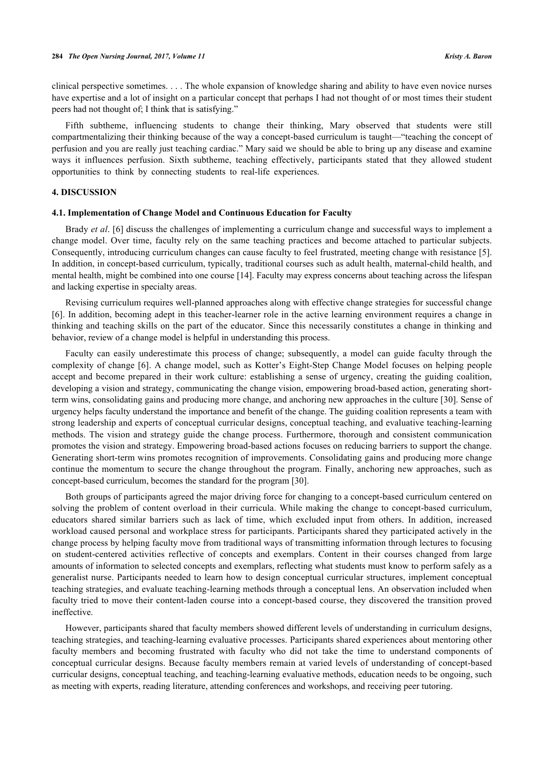clinical perspective sometimes. . . . The whole expansion of knowledge sharing and ability to have even novice nurses have expertise and a lot of insight on a particular concept that perhaps I had not thought of or most times their student peers had not thought of; I think that is satisfying."

Fifth subtheme, influencing students to change their thinking, Mary observed that students were still compartmentalizing their thinking because of the way a concept-based curriculum is taught—"teaching the concept of perfusion and you are really just teaching cardiac." Mary said we should be able to bring up any disease and examine ways it influences perfusion. Sixth subtheme, teaching effectively, participants stated that they allowed student opportunities to think by connecting students to real-life experiences.

## 4. DISCUSSION

### 4.1. Implementation of Change Model and Continuous Education for Faculty

Brady *et al*. [6] discuss the challenges of implementing a curriculum change and successful ways to implement a change model. Over time, faculty rely on the same teaching practices and become attached to particular subjects. Consequently, introducing curriculum changes can cause faculty to feel frustrated, meeting change with resistance [5]. In addition, in concept-based curriculum, typically, traditional courses such as adult health, maternal-child health, and mental health, might be combined into one course [14]. Faculty may express concerns about teaching across the lifespan and lacking expertise in specialty areas.

Revising curriculum requires well-planned approaches along with effective change strategies for successful change [6]. In addition, becoming adept in this teacher-learner role in the active learning environment requires a change in thinking and teaching skills on the part of the educator. Since this necessarily constitutes a change in thinking and behavior, review of a change model is helpful in understanding this process.

Faculty can easily underestimate this process of change; subsequently, a model can guide faculty through the complexity of change [6]. A change model, such as Kotter's Eight-Step Change Model focuses on helping people accept and become prepared in their work culture: establishing a sense of urgency, creating the guiding coalition, developing a vision and strategy, communicating the change vision, empowering broad-based action, generating short-term wins, consolidating gains and producing more change, and anchoring new approaches in the culture [30]. Sense of urgency helps faculty understand the importance and benefit of the change. The guiding coalition represents a team with strong leadership and experts of conceptual curricular designs, conceptual teaching, and evaluative teaching-learning methods. The vision and strategy guide the change process. Furthermore, thorough and consistent communication promotes the vision and strategy. Empowering broad-based actions focuses on reducing barriers to support the change. Generating short-term wins promotes recognition of improvements. Consolidating gains and producing more change continue the momentum to secure the change throughout the program. Finally, anchoring new approaches, such as concept-based curriculum, becomes the standard for the program [30].

Both groups of participants agreed the major driving force for changing to a concept-based curriculum centered on solving the problem of content overload in their curricula. While making the change to concept-based curriculum, educators shared similar barriers such as lack of time, which excluded input from others. In addition, increased workload caused personal and workplace stress for participants. Participants shared they participated actively in the change process by helping faculty move from traditional ways of transmitting information through lectures to focusing on student-centered activities reflective of concepts and exemplars. Content in their courses changed from large amounts of information to selected concepts and exemplars, reflecting what students must know to perform safely as a generalist nurse. Participants needed to learn how to design conceptual curricular structures, implement conceptual teaching strategies, and evaluate teaching-learning methods through a conceptual lens. An observation included when faculty tried to move their content-laden course into a concept-based course, they discovered the transition proved ineffective.

However, participants shared that faculty members showed different levels of understanding in curriculum designs, teaching strategies, and teaching-learning evaluative processes. Participants shared experiences about mentoring other faculty members and becoming frustrated with faculty who did not take the time to understand components of conceptual curricular designs. Because faculty members remain at varied levels of understanding of concept-based curricular designs, conceptual teaching, and teaching-learning evaluative methods, education needs to be ongoing, such as meeting with experts, reading literature, attending conferences and workshops, and receiving peer tutoring.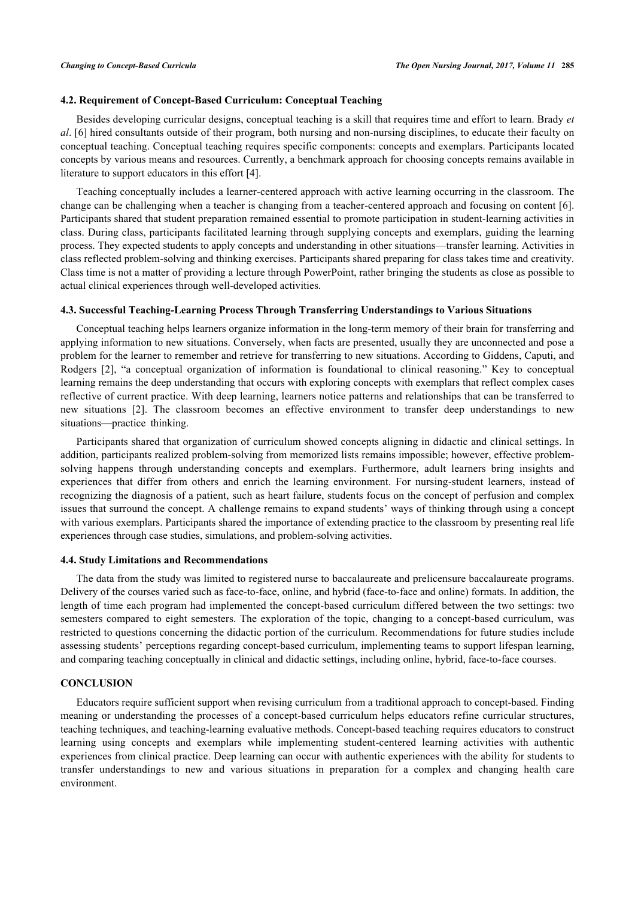### 4.2. Requirement of Concept-Based Curriculum: Conceptual Teaching

Besides developing curricular designs, conceptual teaching is a skill that requires time and effort to learn. Brady *et al*. [6] hired consultants outside of their program, both nursing and non-nursing disciplines, to educate their faculty on conceptual teaching. Conceptual teaching requires specific components: concepts and exemplars. Participants located concepts by various means and resources. Currently, a benchmark approach for choosing concepts remains available in literature to support educators in this effort [4].

Teaching conceptually includes a learner-centered approach with active learning occurring in the classroom. The change can be challenging when a teacher is changing from a teacher-centered approach and focusing on content [6]. Participants shared that student preparation remained essential to promote participation in student-learning activities in class. During class, participants facilitated learning through supplying concepts and exemplars, guiding the learning process. They expected students to apply concepts and understanding in other situations—transfer learning. Activities in class reflected problem-solving and thinking exercises. Participants shared preparing for class takes time and creativity. Class time is not a matter of providing a lecture through PowerPoint, rather bringing the students as close as possible to actual clinical experiences through well-developed activities.

### 4.3. Successful Teaching-Learning Process Through Transferring Understandings to Various Situations

Conceptual teaching helps learners organize information in the long-term memory of their brain for transferring and applying information to new situations. Conversely, when facts are presented, usually they are unconnected and pose a problem for the learner to remember and retrieve for transferring to new situations. According to Giddens, Caputi, and Rodgers [2], "a conceptual organization of information is foundational to clinical reasoning." Key to conceptual learning remains the deep understanding that occurs with exploring concepts with exemplars that reflect complex cases reflective of current practice. With deep learning, learners notice patterns and relationships that can be transferred to new situations [2]. The classroom becomes an effective environment to transfer deep understandings to new situations—practice thinking.

Participants shared that organization of curriculum showed concepts aligning in didactic and clinical settings. In addition, participants realized problem-solving from memorized lists remains impossible; however, effective problem-solving happens through understanding concepts and exemplars. Furthermore, adult learners bring insights and experiences that differ from others and enrich the learning environment. For nursing-student learners, instead of recognizing the diagnosis of a patient, such as heart failure, students focus on the concept of perfusion and complex issues that surround the concept. A challenge remains to expand students' ways of thinking through using a concept with various exemplars. Participants shared the importance of extending practice to the classroom by presenting real life experiences through case studies, simulations, and problem-solving activities.

### 4.4. Study Limitations and Recommendations

The data from the study was limited to registered nurse to baccalaureate and prelicensure baccalaureate programs. Delivery of the courses varied such as face-to-face, online, and hybrid (face-to-face and online) formats. In addition, the length of time each program had implemented the concept-based curriculum differed between the two settings: two semesters compared to eight semesters. The exploration of the topic, changing to a concept-based curriculum, was restricted to questions concerning the didactic portion of the curriculum. Recommendations for future studies include assessing students' perceptions regarding concept-based curriculum, implementing teams to support lifespan learning, and comparing teaching conceptually in clinical and didactic settings, including online, hybrid, face-to-face courses.

## CONCLUSION

Educators require sufficient support when revising curriculum from a traditional approach to concept-based. Finding meaning or understanding the processes of a concept-based curriculum helps educators refine curricular structures, teaching techniques, and teaching-learning evaluative methods. Concept-based teaching requires educators to construct learning using concepts and exemplars while implementing student-centered learning activities with authentic experiences from clinical practice. Deep learning can occur with authentic experiences with the ability for students to transfer understandings to new and various situations in preparation for a complex and changing health care environment.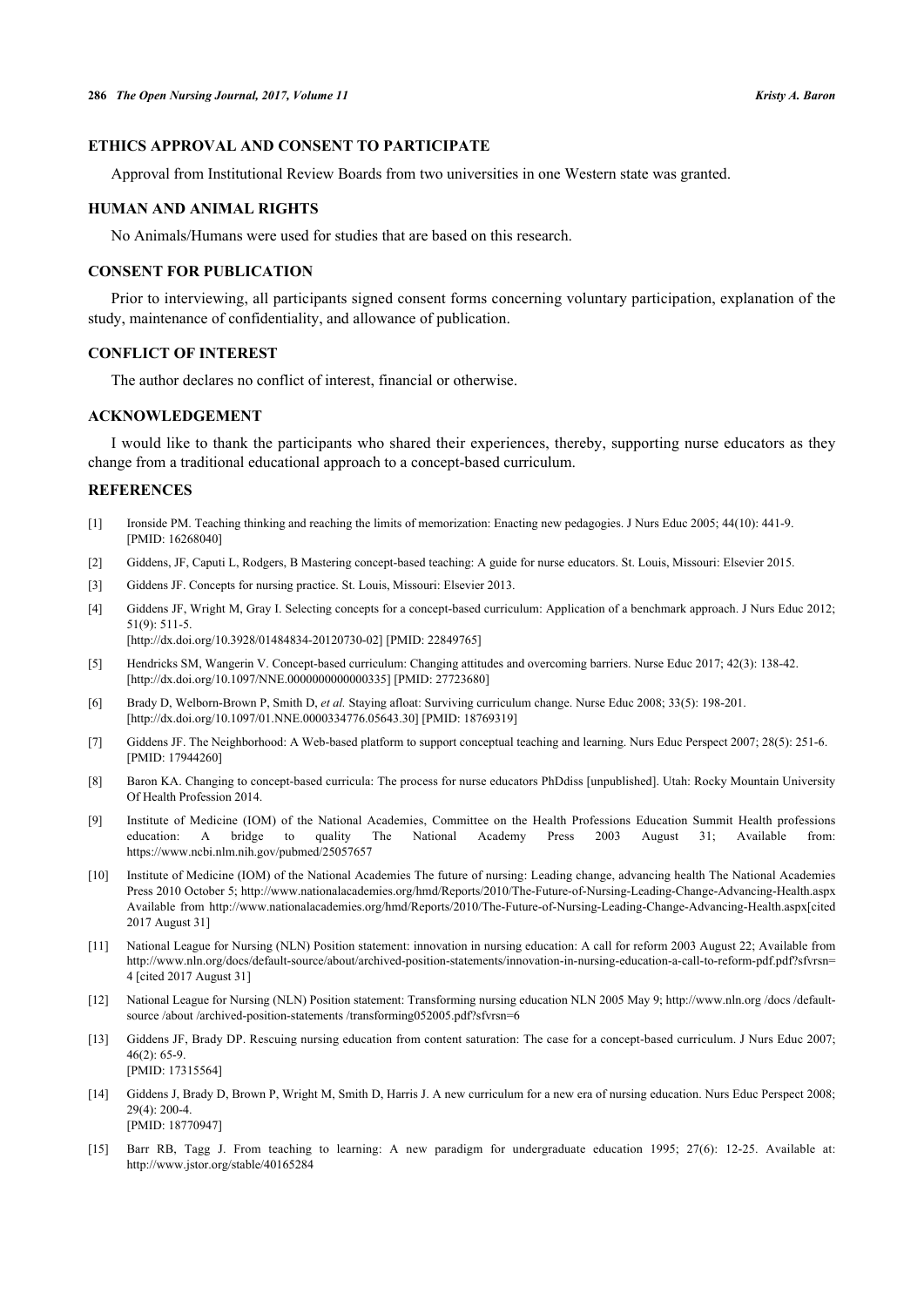## ETHICS APPROVAL AND CONSENT TO PARTICIPATE

Approval from Institutional Review Boards from two universities in one Western state was granted.

## HUMAN AND ANIMAL RIGHTS

No Animals/Humans were used for studies that are based on this research.

## CONSENT FOR PUBLICATION

Prior to interviewing, all participants signed consent forms concerning voluntary participation, explanation of the study, maintenance of confidentiality, and allowance of publication.

## CONFLICT OF INTEREST

The author declares no conflict of interest, financial or otherwise.

## ACKNOWLEDGEMENT

I would like to thank the participants who shared their experiences, thereby, supporting nurse educators as they change from a traditional educational approach to a concept-based curriculum.

## REFERENCES

[1] Ironside PM. Teaching thinking and reaching the limits of memorization: Enacting new pedagogies. J Nurs Educ 2005; 44(10): 441-9. [PMID: 16268040]

[2] Giddens, JF, Caputi L, Rodgers, B Mastering concept-based teaching: A guide for nurse educators. St. Louis, Missouri: Elsevier 2015.

[3] Giddens JF. Concepts for nursing practice. St. Louis, Missouri: Elsevier 2013.

[4] Giddens JF, Wright M, Gray I. Selecting concepts for a concept-based curriculum: Application of a benchmark approach. J Nurs Educ 2012; 51(9): 511-5. [http://dx.doi.org/10.3928/01484834-20120730-02] [PMID: 22849765]

[5] Hendricks SM, Wangerin V. Concept-based curriculum: Changing attitudes and overcoming barriers. Nurse Educ 2017; 42(3): 138-42. [http://dx.doi.org/10.1097/NNE.0000000000000335] [PMID: 27723680]

[6] Brady D, Welborn-Brown P, Smith D, *et al.* Staying afloat: Surviving curriculum change. Nurse Educ 2008; 33(5): 198-201. [http://dx.doi.org/10.1097/01.NNE.0000334776.05643.30] [PMID: 18769319]

[7] Giddens JF. The Neighborhood: A Web-based platform to support conceptual teaching and learning. Nurs Educ Perspect 2007; 28(5): 251-6. [PMID: 17944260]

[8] Baron KA. Changing to concept-based curricula: The process for nurse educators PhDdiss [unpublished]. Utah: Rocky Mountain University Of Health Profession 2014.

[9] Institute of Medicine (IOM) of the National Academies, Committee on the Health Professions Education Summit Health professions education: A bridge to quality The National Academy Press 2003 August 31; Available from: https://www.ncbi.nlm.nih.gov/pubmed/25057657

[10] Institute of Medicine (IOM) of the National Academies The future of nursing: Leading change, advancing health The National Academies Press 2010 October 5; http://www.nationalacademies.org/hmd/Reports/2010/The-Future-of-Nursing-Leading-Change-Advancing-Health.aspx Available from http://www.nationalacademies.org/hmd/Reports/2010/The-Future-of-Nursing-Leading-Change-Advancing-Health.aspx[cited 2017 August 31]

[11] National League for Nursing (NLN) Position statement: innovation in nursing education: A call for reform 2003 August 22; Available from http://www.nln.org/docs/default-source/about/archived-position-statements/innovation-in-nursing-education-a-call-to-reform-pdf.pdf?sfvrsn=4 [cited 2017 August 31]

[12] National League for Nursing (NLN) Position statement: Transforming nursing education NLN 2005 May 9; http://www.nln.org /docs /default-source /about /archived-position-statements /transforming052005.pdf?sfvrsn=6

[13] Giddens JF, Brady DP. Rescuing nursing education from content saturation: The case for a concept-based curriculum. J Nurs Educ 2007; 46(2): 65-9. [PMID: 17315564]

[14] Giddens J, Brady D, Brown P, Wright M, Smith D, Harris J. A new curriculum for a new era of nursing education. Nurs Educ Perspect 2008; 29(4): 200-4. [PMID: 18770947]

[15] Barr RB, Tagg J. From teaching to learning: A new paradigm for undergraduate education 1995; 27(6): 12-25. Available at: http://www.jstor.org/stable/40165284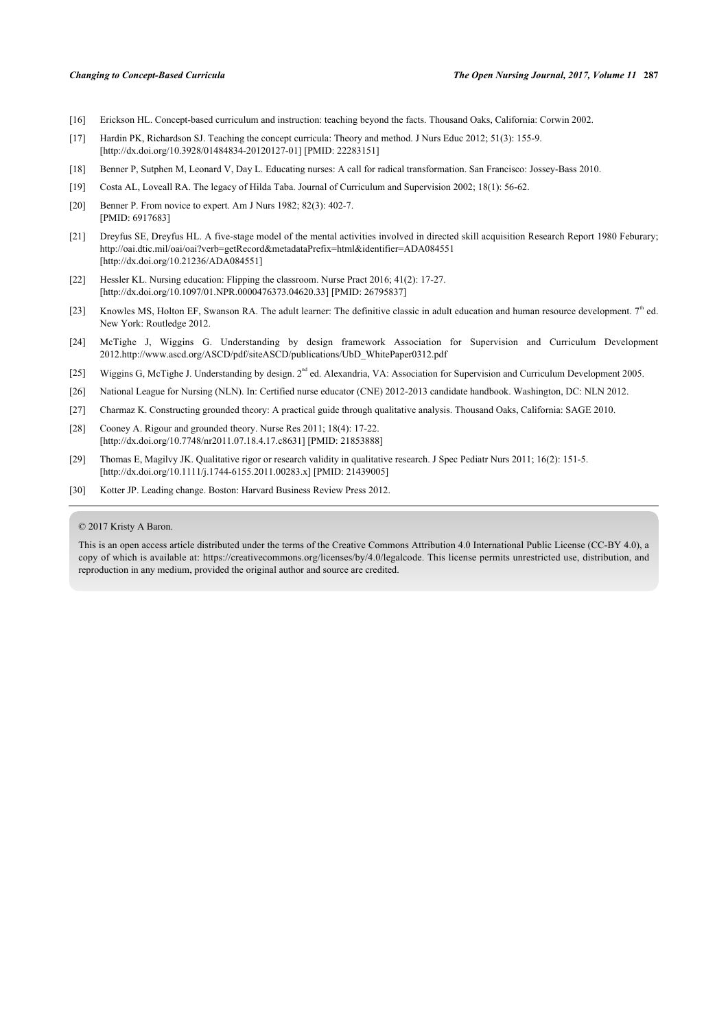[16] Erickson HL. Concept-based curriculum and instruction: teaching beyond the facts. Thousand Oaks, California: Corwin 2002.

[17] Hardin PK, Richardson SJ. Teaching the concept curricula: Theory and method. J Nurs Educ 2012; 51(3): 155-9. [http://dx.doi.org/10.3928/01484834-20120127-01] [PMID: 22283151]

[18] Benner P, Sutphen M, Leonard V, Day L. Educating nurses: A call for radical transformation. San Francisco: Jossey-Bass 2010.

[19] Costa AL, Loveall RA. The legacy of Hilda Taba. Journal of Curriculum and Supervision 2002; 18(1): 56-62.

[20] Benner P. From novice to expert. Am J Nurs 1982; 82(3): 402-7. [PMID: 6917683]

[21] Dreyfus SE, Dreyfus HL. A five-stage model of the mental activities involved in directed skill acquisition Research Report 1980 Feburary; http://oai.dtic.mil/oai/oai?verb=getRecord&metadataPrefix=html&identifier=ADA084551 [http://dx.doi.org/10.21236/ADA084551]

[22] Hessler KL. Nursing education: Flipping the classroom. Nurse Pract 2016; 41(2): 17-27. [http://dx.doi.org/10.1097/01.NPR.0000476373.04620.33] [PMID: 26795837]

[23] Knowles MS, Holton EF, Swanson RA. The adult learner: The definitive classic in adult education and human resource development. 7th ed. New York: Routledge 2012.

[24] McTighe J, Wiggins G. Understanding by design framework Association for Supervision and Curriculum Development 2012.http://www.ascd.org/ASCD/pdf/siteASCD/publications/UbD_WhitePaper0312.pdf

[25] Wiggins G, McTighe J. Understanding by design. 2nd ed. Alexandria, VA: Association for Supervision and Curriculum Development 2005.

[26] National League for Nursing (NLN). In: Certified nurse educator (CNE) 2012-2013 candidate handbook. Washington, DC: NLN 2012.

[27] Charmaz K. Constructing grounded theory: A practical guide through qualitative analysis. Thousand Oaks, California: SAGE 2010.

[28] Cooney A. Rigour and grounded theory. Nurse Res 2011; 18(4): 17-22. [http://dx.doi.org/10.7748/nr2011.07.18.4.17.c8631] [PMID: 21853888]

[29] Thomas E, Magilvy JK. Qualitative rigor or research validity in qualitative research. J Spec Pediatr Nurs 2011; 16(2): 151-5. [http://dx.doi.org/10.1111/j.1744-6155.2011.00283.x] [PMID: 21439005]

[30] Kotter JP. Leading change. Boston: Harvard Business Review Press 2012.

© 2017 Kristy A Baron.

This is an open access article distributed under the terms of the Creative Commons Attribution 4.0 International Public License (CC-BY 4.0), a copy of which is available at: https://creativecommons.org/licenses/by/4.0/legalcode. This license permits unrestricted use, distribution, and reproduction in any medium, provided the original author and source are credited.